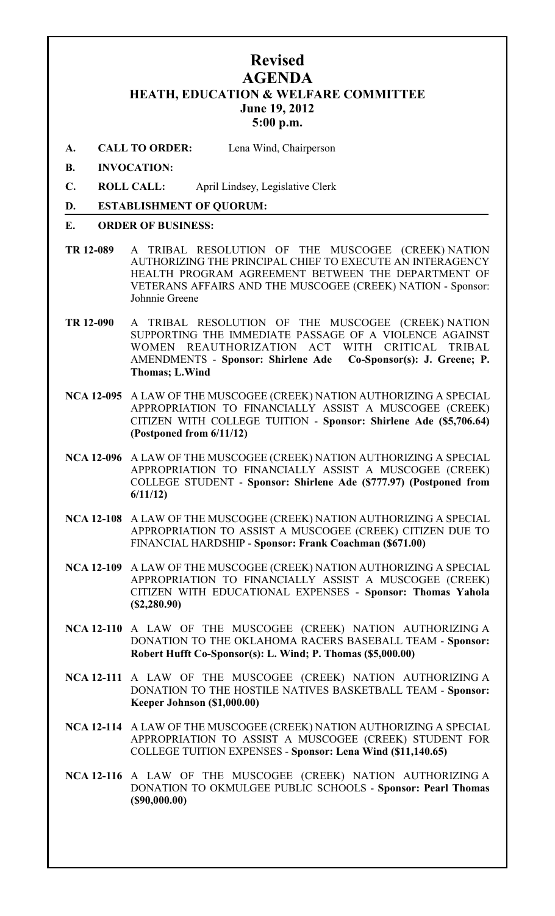# Revised
# AGENDA
## HEATH, EDUCATION & WELFARE COMMITTEE
### June 19, 2012
### 5:00 p.m.

**A. CALL TO ORDER:** Lena Wind, Chairperson

**B. INVOCATION:**

**C. ROLL CALL:** April Lindsey, Legislative Clerk

**D. ESTABLISHMENT OF QUORUM:**

**E. ORDER OF BUSINESS:**

**TR 12-089** A TRIBAL RESOLUTION OF THE MUSCOGEE (CREEK) NATION AUTHORIZING THE PRINCIPAL CHIEF TO EXECUTE AN INTERAGENCY HEALTH PROGRAM AGREEMENT BETWEEN THE DEPARTMENT OF VETERANS AFFAIRS AND THE MUSCOGEE (CREEK) NATION - Sponsor: Johnnie Greene

**TR 12-090** A TRIBAL RESOLUTION OF THE MUSCOGEE (CREEK) NATION SUPPORTING THE IMMEDIATE PASSAGE OF A VIOLENCE AGAINST WOMEN REAUTHORIZATION ACT WITH CRITICAL TRIBAL AMENDMENTS - **Sponsor: Shirlene Ade Co-Sponsor(s): J. Greene; P. Thomas; L.Wind**

**NCA 12-095** A LAW OF THE MUSCOGEE (CREEK) NATION AUTHORIZING A SPECIAL APPROPRIATION TO FINANCIALLY ASSIST A MUSCOGEE (CREEK) CITIZEN WITH COLLEGE TUITION - **Sponsor: Shirlene Ade ($5,706.64) (Postponed from 6/11/12)**

**NCA 12-096** A LAW OF THE MUSCOGEE (CREEK) NATION AUTHORIZING A SPECIAL APPROPRIATION TO FINANCIALLY ASSIST A MUSCOGEE (CREEK) COLLEGE STUDENT - **Sponsor: Shirlene Ade ($777.97) (Postponed from 6/11/12)**

**NCA 12-108** A LAW OF THE MUSCOGEE (CREEK) NATION AUTHORIZING A SPECIAL APPROPRIATION TO ASSIST A MUSCOGEE (CREEK) CITIZEN DUE TO FINANCIAL HARDSHIP - **Sponsor: Frank Coachman ($671.00)**

**NCA 12-109** A LAW OF THE MUSCOGEE (CREEK) NATION AUTHORIZING A SPECIAL APPROPRIATION TO FINANCIALLY ASSIST A MUSCOGEE (CREEK) CITIZEN WITH EDUCATIONAL EXPENSES - **Sponsor: Thomas Yahola ($2,280.90)**

**NCA 12-110** A LAW OF THE MUSCOGEE (CREEK) NATION AUTHORIZING A DONATION TO THE OKLAHOMA RACERS BASEBALL TEAM - **Sponsor: Robert Hufft Co-Sponsor(s): L. Wind; P. Thomas ($5,000.00)**

**NCA 12-111** A LAW OF THE MUSCOGEE (CREEK) NATION AUTHORIZING A DONATION TO THE HOSTILE NATIVES BASKETBALL TEAM - **Sponsor: Keeper Johnson ($1,000.00)**

**NCA 12-114** A LAW OF THE MUSCOGEE (CREEK) NATION AUTHORIZING A SPECIAL APPROPRIATION TO ASSIST A MUSCOGEE (CREEK) STUDENT FOR COLLEGE TUITION EXPENSES - **Sponsor: Lena Wind ($11,140.65)**

**NCA 12-116** A LAW OF THE MUSCOGEE (CREEK) NATION AUTHORIZING A DONATION TO OKMULGEE PUBLIC SCHOOLS - **Sponsor: Pearl Thomas ($90,000.00)**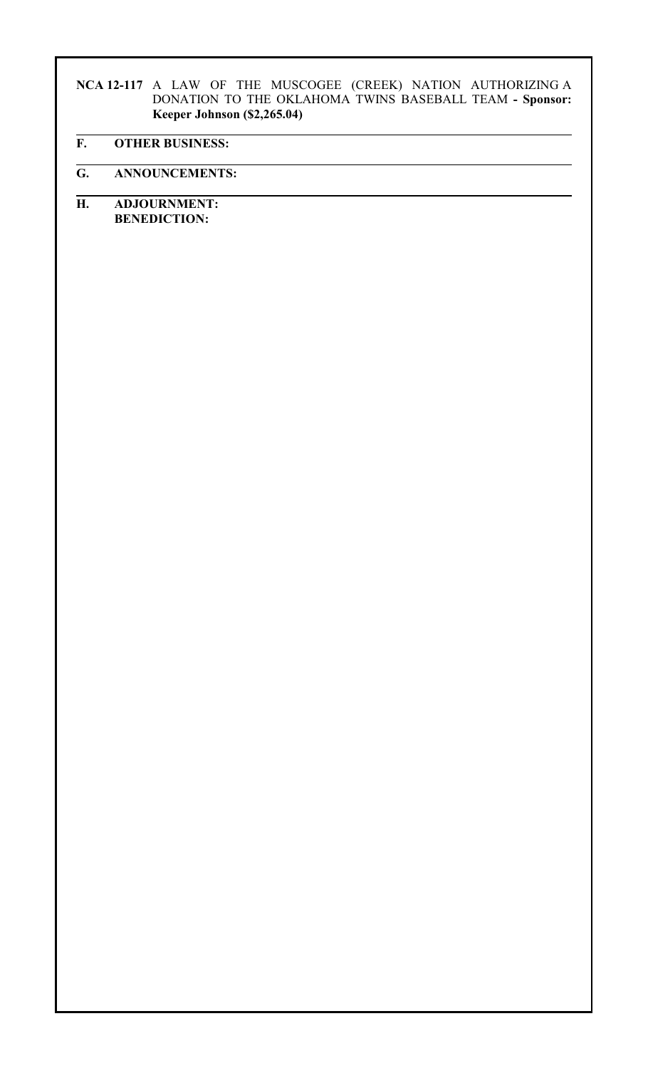**NCA 12-117** A LAW OF THE MUSCOGEE (CREEK) NATION AUTHORIZING A DONATION TO THE OKLAHOMA TWINS BASEBALL TEAM **- Sponsor: Keeper Johnson ($2,265.04)**

## F. OTHER BUSINESS:

## G. ANNOUNCEMENTS:

## H. ADJOURNMENT:
**BENEDICTION:**